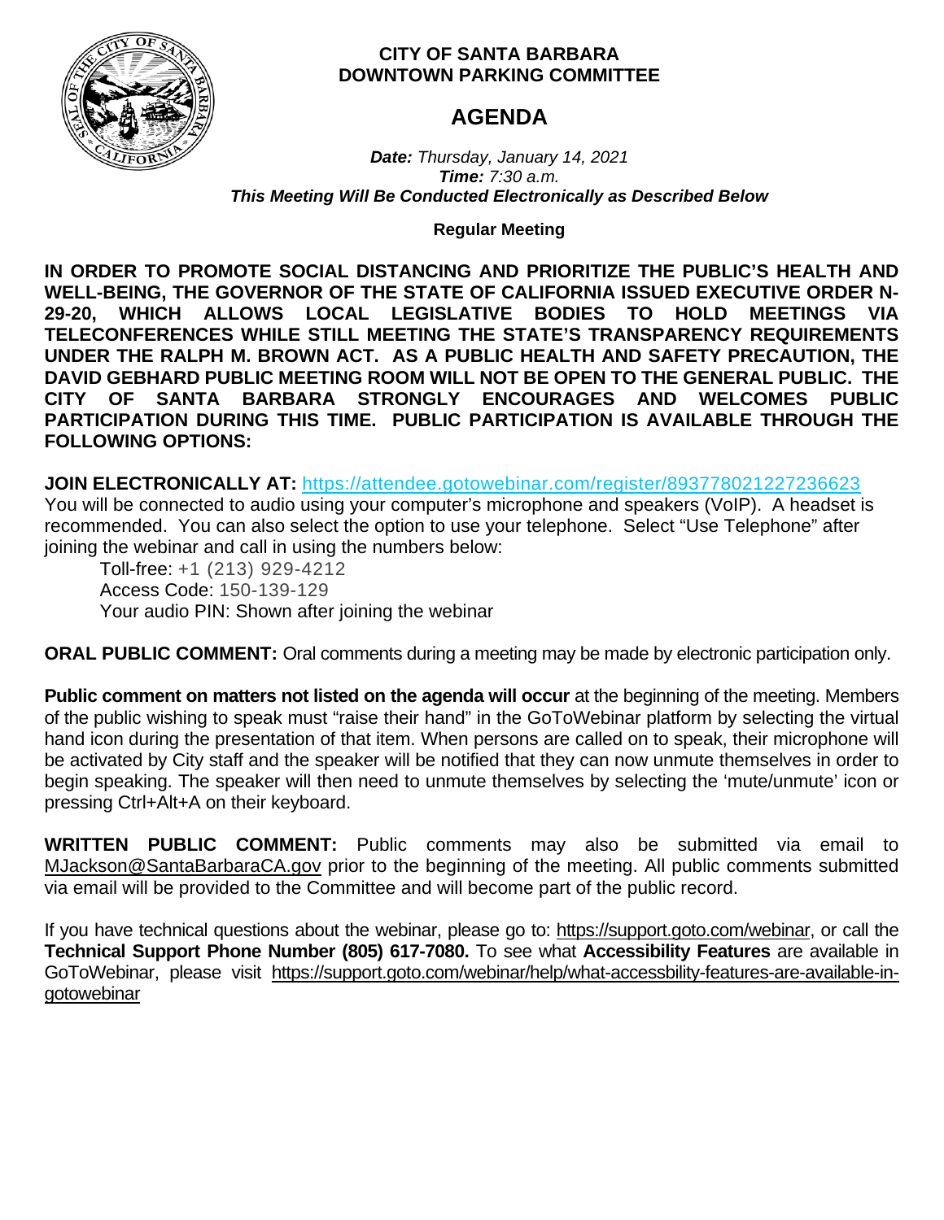**CITY OF SANTA BARBARA**
**DOWNTOWN PARKING COMMITTEE**

# AGENDA

***Date:*** *Thursday, January 14, 2021*
***Time:*** *7:30 a.m.*
***This Meeting Will Be Conducted Electronically as Described Below***

**Regular Meeting**

**IN ORDER TO PROMOTE SOCIAL DISTANCING AND PRIORITIZE THE PUBLIC'S HEALTH AND WELL-BEING, THE GOVERNOR OF THE STATE OF CALIFORNIA ISSUED EXECUTIVE ORDER N-29-20, WHICH ALLOWS LOCAL LEGISLATIVE BODIES TO HOLD MEETINGS VIA TELECONFERENCES WHILE STILL MEETING THE STATE'S TRANSPARENCY REQUIREMENTS UNDER THE RALPH M. BROWN ACT. AS A PUBLIC HEALTH AND SAFETY PRECAUTION, THE DAVID GEBHARD PUBLIC MEETING ROOM WILL NOT BE OPEN TO THE GENERAL PUBLIC. THE CITY OF SANTA BARBARA STRONGLY ENCOURAGES AND WELCOMES PUBLIC PARTICIPATION DURING THIS TIME. PUBLIC PARTICIPATION IS AVAILABLE THROUGH THE FOLLOWING OPTIONS:**

**JOIN ELECTRONICALLY AT:** https://attendee.gotowebinar.com/register/893778021227236623
You will be connected to audio using your computer's microphone and speakers (VoIP). A headset is recommended. You can also select the option to use your telephone. Select "Use Telephone" after joining the webinar and call in using the numbers below:

Toll-free: +1 (213) 929-4212
Access Code: 150-139-129
Your audio PIN: Shown after joining the webinar

**ORAL PUBLIC COMMENT:** Oral comments during a meeting may be made by electronic participation only.

**Public comment on matters not listed on the agenda will occur** at the beginning of the meeting. Members of the public wishing to speak must "raise their hand" in the GoToWebinar platform by selecting the virtual hand icon during the presentation of that item. When persons are called on to speak, their microphone will be activated by City staff and the speaker will be notified that they can now unmute themselves in order to begin speaking. The speaker will then need to unmute themselves by selecting the 'mute/unmute' icon or pressing Ctrl+Alt+A on their keyboard.

**WRITTEN PUBLIC COMMENT:** Public comments may also be submitted via email to MJackson@SantaBarbaraCA.gov prior to the beginning of the meeting. All public comments submitted via email will be provided to the Committee and will become part of the public record.

If you have technical questions about the webinar, please go to: https://support.goto.com/webinar, or call the **Technical Support Phone Number (805) 617-7080.** To see what **Accessibility Features** are available in GoToWebinar, please visit https://support.goto.com/webinar/help/what-accessbility-features-are-available-in-gotowebinar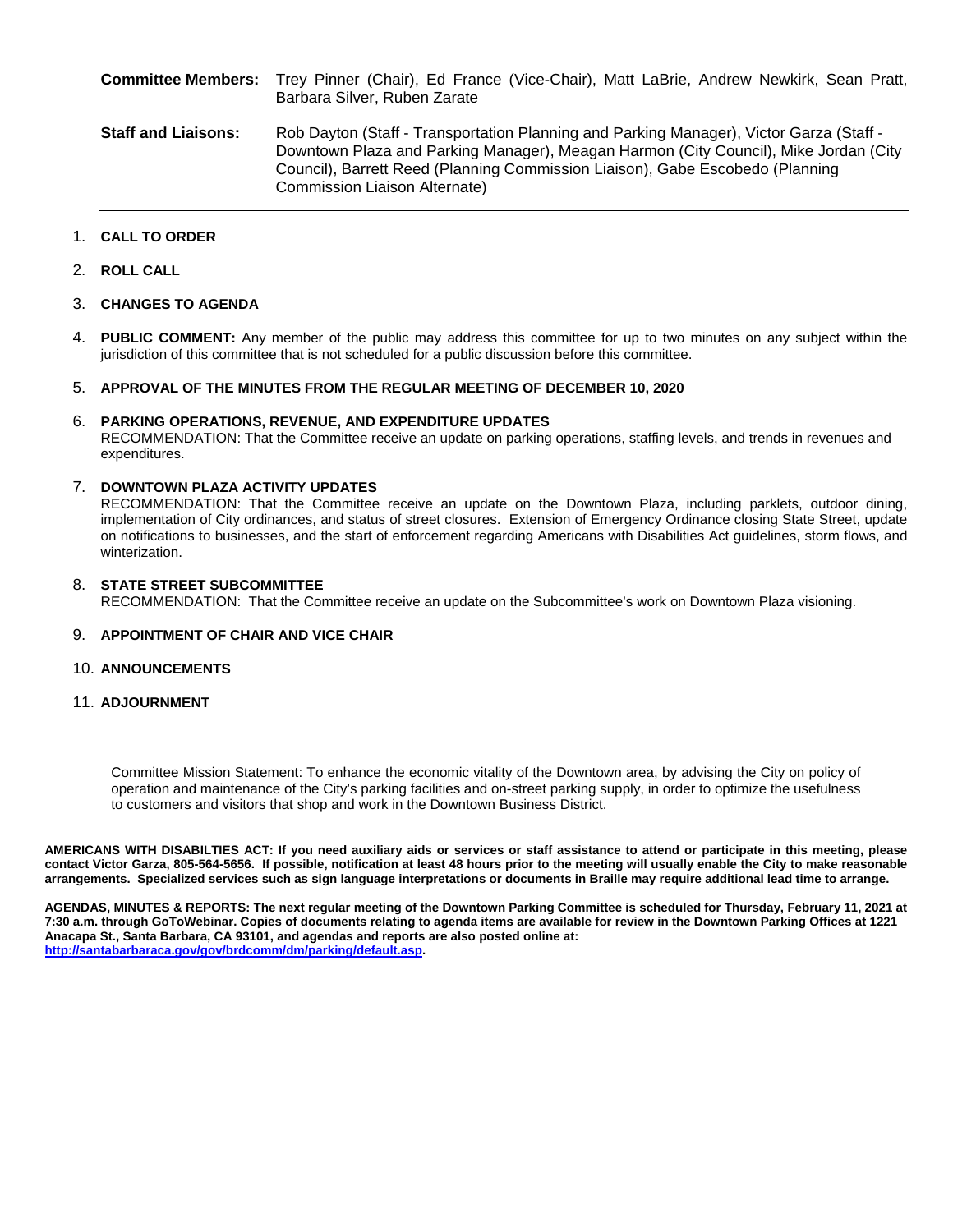**Committee Members:** Trey Pinner (Chair), Ed France (Vice-Chair), Matt LaBrie, Andrew Newkirk, Sean Pratt, Barbara Silver, Ruben Zarate

**Staff and Liaisons:** Rob Dayton (Staff - Transportation Planning and Parking Manager), Victor Garza (Staff - Downtown Plaza and Parking Manager), Meagan Harmon (City Council), Mike Jordan (City Council), Barrett Reed (Planning Commission Liaison), Gabe Escobedo (Planning Commission Liaison Alternate)

---

1. **CALL TO ORDER**

2. **ROLL CALL**

3. **CHANGES TO AGENDA**

4. **PUBLIC COMMENT:** Any member of the public may address this committee for up to two minutes on any subject within the jurisdiction of this committee that is not scheduled for a public discussion before this committee.

5. **APPROVAL OF THE MINUTES FROM THE REGULAR MEETING OF DECEMBER 10, 2020**

6. **PARKING OPERATIONS, REVENUE, AND EXPENDITURE UPDATES**
   RECOMMENDATION: That the Committee receive an update on parking operations, staffing levels, and trends in revenues and expenditures.

7. **DOWNTOWN PLAZA ACTIVITY UPDATES**
   RECOMMENDATION: That the Committee receive an update on the Downtown Plaza, including parklets, outdoor dining, implementation of City ordinances, and status of street closures. Extension of Emergency Ordinance closing State Street, update on notifications to businesses, and the start of enforcement regarding Americans with Disabilities Act guidelines, storm flows, and winterization.

8. **STATE STREET SUBCOMMITTEE**
   RECOMMENDATION: That the Committee receive an update on the Subcommittee's work on Downtown Plaza visioning.

9. **APPOINTMENT OF CHAIR AND VICE CHAIR**

10. **ANNOUNCEMENTS**

11. **ADJOURNMENT**

Committee Mission Statement: To enhance the economic vitality of the Downtown area, by advising the City on policy of operation and maintenance of the City's parking facilities and on-street parking supply, in order to optimize the usefulness to customers and visitors that shop and work in the Downtown Business District.

**AMERICANS WITH DISABILTIES ACT: If you need auxiliary aids or services or staff assistance to attend or participate in this meeting, please contact Victor Garza, 805-564-5656. If possible, notification at least 48 hours prior to the meeting will usually enable the City to make reasonable arrangements. Specialized services such as sign language interpretations or documents in Braille may require additional lead time to arrange.**

**AGENDAS, MINUTES & REPORTS: The next regular meeting of the Downtown Parking Committee is scheduled for Thursday, February 11, 2021 at 7:30 a.m. through GoToWebinar. Copies of documents relating to agenda items are available for review in the Downtown Parking Offices at 1221 Anacapa St., Santa Barbara, CA 93101, and agendas and reports are also posted online at: [http://santabarbaraca.gov/gov/brdcomm/dm/parking/default.asp](http://santabarbaraca.gov/gov/brdcomm/dm/parking/default.asp).**